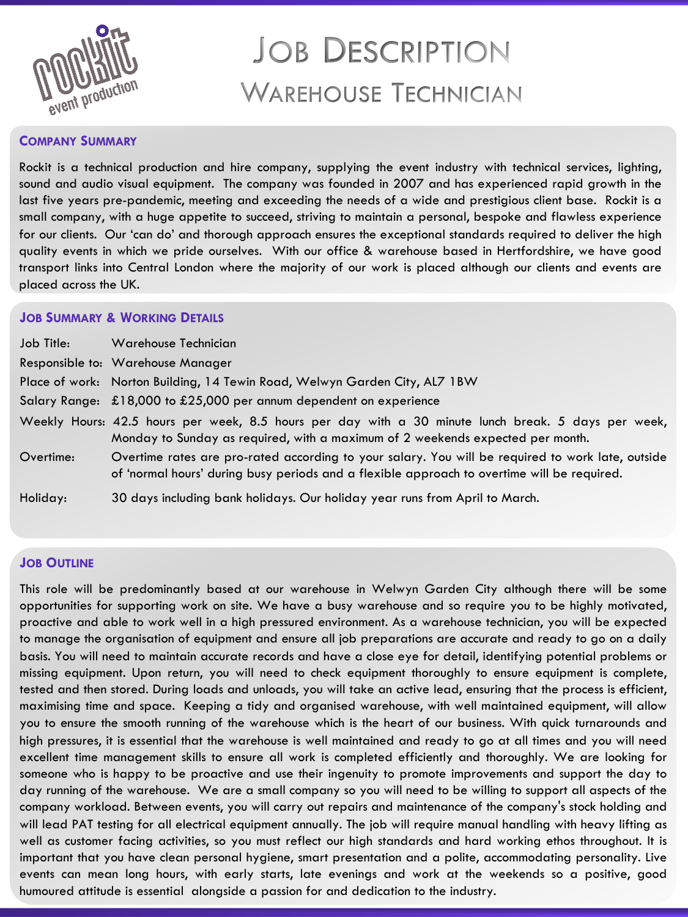# Job Description

## Warehouse Technician

### Company Summary

Rockit is a technical production and hire company, supplying the event industry with technical services, lighting, sound and audio visual equipment. The company was founded in 2007 and has experienced rapid growth in the last five years pre-pandemic, meeting and exceeding the needs of a wide and prestigious client base. Rockit is a small company, with a huge appetite to succeed, striving to maintain a personal, bespoke and flawless experience for our clients. Our 'can do' and thorough approach ensures the exceptional standards required to deliver the high quality events in which we pride ourselves. With our office & warehouse based in Hertfordshire, we have good transport links into Central London where the majority of our work is placed although our clients and events are placed across the UK.

### Job Summary & Working Details

| | |
|---|---|
| Job Title: | Warehouse Technician |
| Responsible to: | Warehouse Manager |
| Place of work: | Norton Building, 14 Tewin Road, Welwyn Garden City, AL7 1BW |
| Salary Range: | £18,000 to £25,000 per annum dependent on experience |
| Weekly Hours: | 42.5 hours per week, 8.5 hours per day with a 30 minute lunch break. 5 days per week, Monday to Sunday as required, with a maximum of 2 weekends expected per month. |
| Overtime: | Overtime rates are pro-rated according to your salary. You will be required to work late, outside of 'normal hours' during busy periods and a flexible approach to overtime will be required. |
| Holiday: | 30 days including bank holidays. Our holiday year runs from April to March. |

### Job Outline

This role will be predominantly based at our warehouse in Welwyn Garden City although there will be some opportunities for supporting work on site. We have a busy warehouse and so require you to be highly motivated, proactive and able to work well in a high pressured environment. As a warehouse technician, you will be expected to manage the organisation of equipment and ensure all job preparations are accurate and ready to go on a daily basis. You will need to maintain accurate records and have a close eye for detail, identifying potential problems or missing equipment. Upon return, you will need to check equipment thoroughly to ensure equipment is complete, tested and then stored. During loads and unloads, you will take an active lead, ensuring that the process is efficient, maximising time and space. Keeping a tidy and organised warehouse, with well maintained equipment, will allow you to ensure the smooth running of the warehouse which is the heart of our business. With quick turnarounds and high pressures, it is essential that the warehouse is well maintained and ready to go at all times and you will need excellent time management skills to ensure all work is completed efficiently and thoroughly. We are looking for someone who is happy to be proactive and use their ingenuity to promote improvements and support the day to day running of the warehouse. We are a small company so you will need to be willing to support all aspects of the company workload. Between events, you will carry out repairs and maintenance of the company's stock holding and will lead PAT testing for all electrical equipment annually. The job will require manual handling with heavy lifting as well as customer facing activities, so you must reflect our high standards and hard working ethos throughout. It is important that you have clean personal hygiene, smart presentation and a polite, accommodating personality. Live events can mean long hours, with early starts, late evenings and work at the weekends so a positive, good humoured attitude is essential alongside a passion for and dedication to the industry.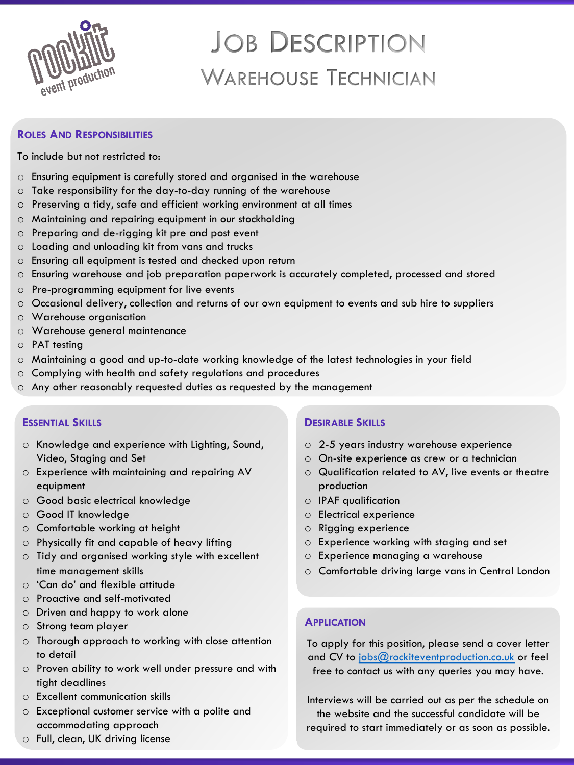# Job Description

## Warehouse Technician

### Roles And Responsibilities

To include but not restricted to:

- Ensuring equipment is carefully stored and organised in the warehouse
- Take responsibility for the day-to-day running of the warehouse
- Preserving a tidy, safe and efficient working environment at all times
- Maintaining and repairing equipment in our stockholding
- Preparing and de-rigging kit pre and post event
- Loading and unloading kit from vans and trucks
- Ensuring all equipment is tested and checked upon return
- Ensuring warehouse and job preparation paperwork is accurately completed, processed and stored
- Pre-programming equipment for live events
- Occasional delivery, collection and returns of our own equipment to events and sub hire to suppliers
- Warehouse organisation
- Warehouse general maintenance
- PAT testing
- Maintaining a good and up-to-date working knowledge of the latest technologies in your field
- Complying with health and safety regulations and procedures
- Any other reasonably requested duties as requested by the management

### Essential Skills

- Knowledge and experience with Lighting, Sound, Video, Staging and Set
- Experience with maintaining and repairing AV equipment
- Good basic electrical knowledge
- Good IT knowledge
- Comfortable working at height
- Physically fit and capable of heavy lifting
- Tidy and organised working style with excellent time management skills
- 'Can do' and flexible attitude
- Proactive and self-motivated
- Driven and happy to work alone
- Strong team player
- Thorough approach to working with close attention to detail
- Proven ability to work well under pressure and with tight deadlines
- Excellent communication skills
- Exceptional customer service with a polite and accommodating approach
- Full, clean, UK driving license

### Desirable Skills

- 2-5 years industry warehouse experience
- On-site experience as crew or a technician
- Qualification related to AV, live events or theatre production
- IPAF qualification
- Electrical experience
- Rigging experience
- Experience working with staging and set
- Experience managing a warehouse
- Comfortable driving large vans in Central London

### Application

To apply for this position, please send a cover letter and CV to jobs@rockiteventproduction.co.uk or feel free to contact us with any queries you may have.

Interviews will be carried out as per the schedule on the website and the successful candidate will be required to start immediately or as soon as possible.